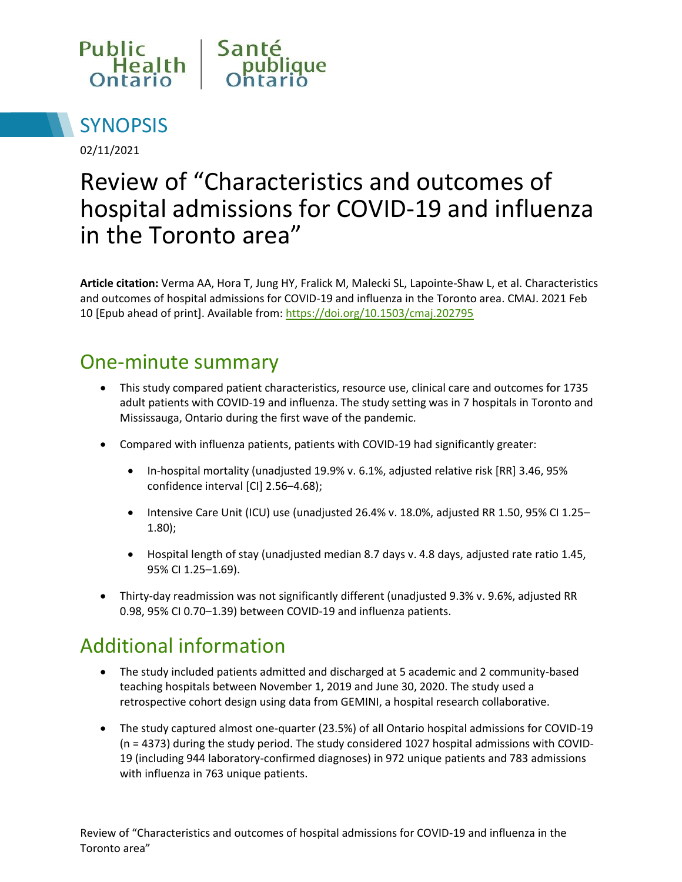Public Health Ontario | Santé publique Ontario

# SYNOPSIS

02/11/2021

# Review of "Characteristics and outcomes of hospital admissions for COVID-19 and influenza in the Toronto area"

**Article citation:** Verma AA, Hora T, Jung HY, Fralick M, Malecki SL, Lapointe-Shaw L, et al. Characteristics and outcomes of hospital admissions for COVID-19 and influenza in the Toronto area. CMAJ. 2021 Feb 10 [Epub ahead of print]. Available from: https://doi.org/10.1503/cmaj.202795

## One-minute summary

- This study compared patient characteristics, resource use, clinical care and outcomes for 1735 adult patients with COVID-19 and influenza. The study setting was in 7 hospitals in Toronto and Mississauga, Ontario during the first wave of the pandemic.
- Compared with influenza patients, patients with COVID-19 had significantly greater:
  - In-hospital mortality (unadjusted 19.9% v. 6.1%, adjusted relative risk [RR] 3.46, 95% confidence interval [CI] 2.56–4.68);
  - Intensive Care Unit (ICU) use (unadjusted 26.4% v. 18.0%, adjusted RR 1.50, 95% CI 1.25–1.80);
  - Hospital length of stay (unadjusted median 8.7 days v. 4.8 days, adjusted rate ratio 1.45, 95% CI 1.25–1.69).
- Thirty-day readmission was not significantly different (unadjusted 9.3% v. 9.6%, adjusted RR 0.98, 95% CI 0.70–1.39) between COVID-19 and influenza patients.

## Additional information

- The study included patients admitted and discharged at 5 academic and 2 community-based teaching hospitals between November 1, 2019 and June 30, 2020. The study used a retrospective cohort design using data from GEMINI, a hospital research collaborative.
- The study captured almost one-quarter (23.5%) of all Ontario hospital admissions for COVID-19 (n = 4373) during the study period. The study considered 1027 hospital admissions with COVID-19 (including 944 laboratory-confirmed diagnoses) in 972 unique patients and 783 admissions with influenza in 763 unique patients.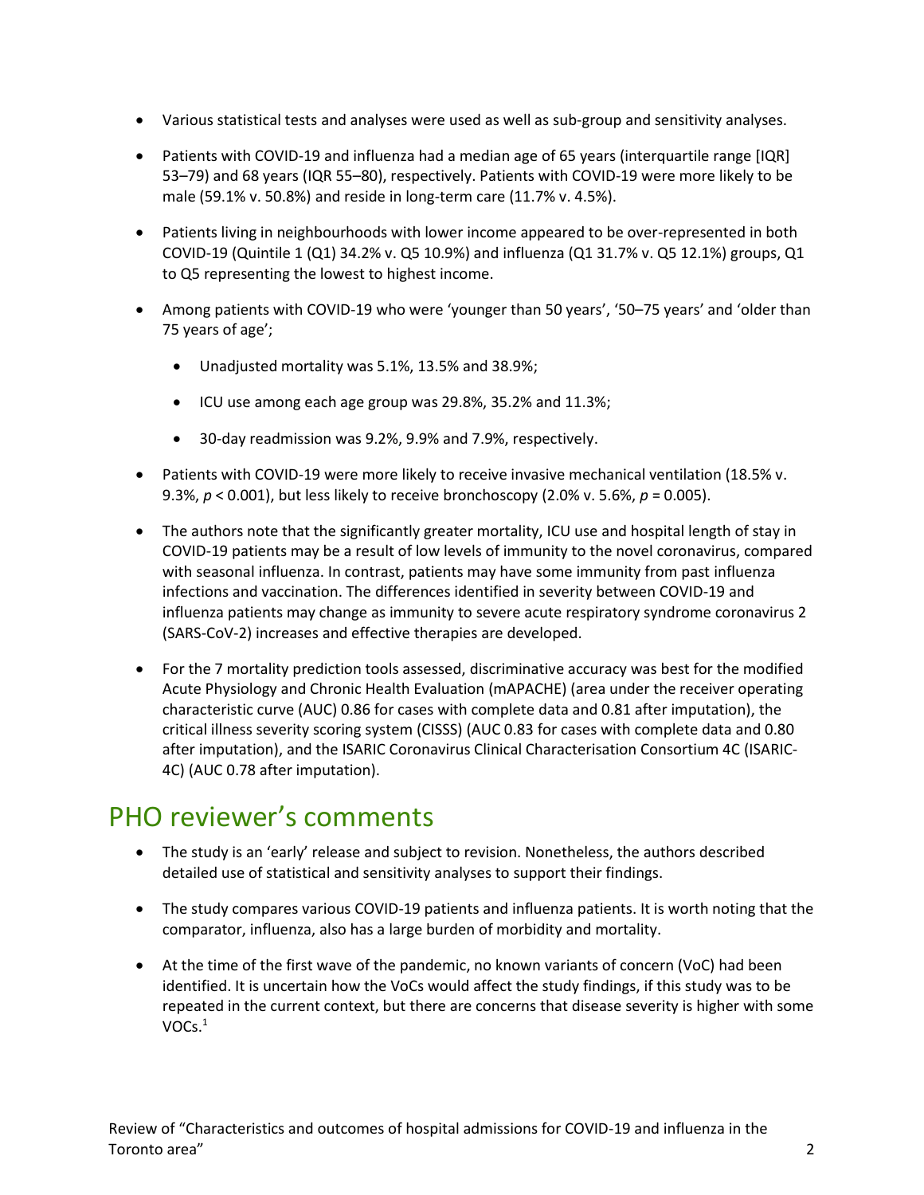- Various statistical tests and analyses were used as well as sub-group and sensitivity analyses.
- Patients with COVID-19 and influenza had a median age of 65 years (interquartile range [IQR] 53–79) and 68 years (IQR 55–80), respectively. Patients with COVID-19 were more likely to be male (59.1% v. 50.8%) and reside in long-term care (11.7% v. 4.5%).
- Patients living in neighbourhoods with lower income appeared to be over-represented in both COVID-19 (Quintile 1 (Q1) 34.2% v. Q5 10.9%) and influenza (Q1 31.7% v. Q5 12.1%) groups, Q1 to Q5 representing the lowest to highest income.
- Among patients with COVID-19 who were 'younger than 50 years', '50–75 years' and 'older than 75 years of age';
  - Unadjusted mortality was 5.1%, 13.5% and 38.9%;
  - ICU use among each age group was 29.8%, 35.2% and 11.3%;
  - 30-day readmission was 9.2%, 9.9% and 7.9%, respectively.
- Patients with COVID-19 were more likely to receive invasive mechanical ventilation (18.5% v. 9.3%, $p < 0.001$), but less likely to receive bronchoscopy (2.0% v. 5.6%, $p = 0.005$).
- The authors note that the significantly greater mortality, ICU use and hospital length of stay in COVID-19 patients may be a result of low levels of immunity to the novel coronavirus, compared with seasonal influenza. In contrast, patients may have some immunity from past influenza infections and vaccination. The differences identified in severity between COVID-19 and influenza patients may change as immunity to severe acute respiratory syndrome coronavirus 2 (SARS-CoV-2) increases and effective therapies are developed.
- For the 7 mortality prediction tools assessed, discriminative accuracy was best for the modified Acute Physiology and Chronic Health Evaluation (mAPACHE) (area under the receiver operating characteristic curve (AUC) 0.86 for cases with complete data and 0.81 after imputation), the critical illness severity scoring system (CISSS) (AUC 0.83 for cases with complete data and 0.80 after imputation), and the ISARIC Coronavirus Clinical Characterisation Consortium 4C (ISARIC-4C) (AUC 0.78 after imputation).

## PHO reviewer's comments

- The study is an 'early' release and subject to revision. Nonetheless, the authors described detailed use of statistical and sensitivity analyses to support their findings.
- The study compares various COVID-19 patients and influenza patients. It is worth noting that the comparator, influenza, also has a large burden of morbidity and mortality.
- At the time of the first wave of the pandemic, no known variants of concern (VoC) had been identified. It is uncertain how the VoCs would affect the study findings, if this study was to be repeated in the current context, but there are concerns that disease severity is higher with some VOCs.[1]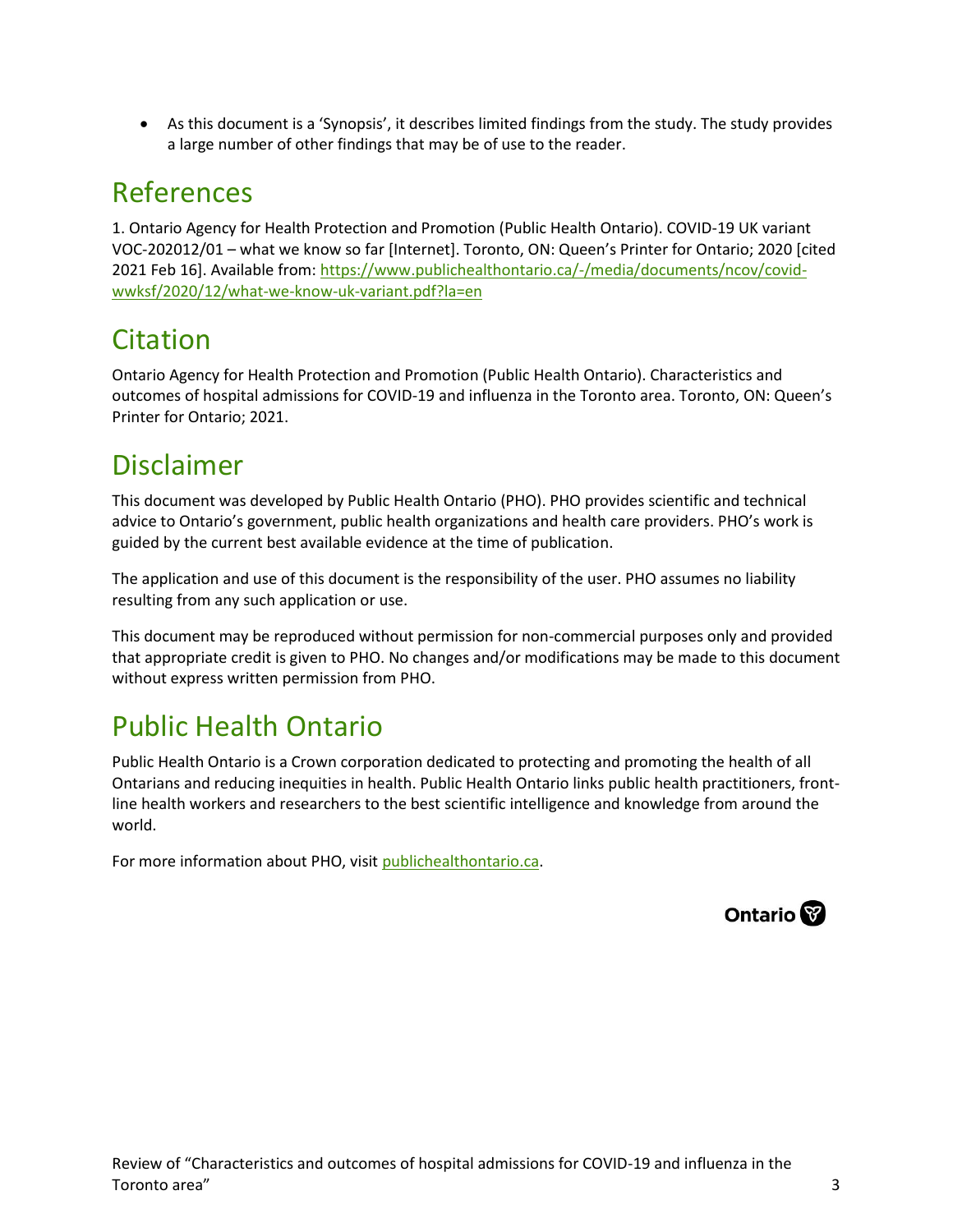- As this document is a 'Synopsis', it describes limited findings from the study. The study provides a large number of other findings that may be of use to the reader.

## References

1. Ontario Agency for Health Protection and Promotion (Public Health Ontario). COVID-19 UK variant VOC-202012/01 – what we know so far [Internet]. Toronto, ON: Queen's Printer for Ontario; 2020 [cited 2021 Feb 16]. Available from: [https://www.publichealthontario.ca/-/media/documents/ncov/covid-wwksf/2020/12/what-we-know-uk-variant.pdf?la=en](https://www.publichealthontario.ca/-/media/documents/ncov/covid-wwksf/2020/12/what-we-know-uk-variant.pdf?la=en)

## Citation

Ontario Agency for Health Protection and Promotion (Public Health Ontario). Characteristics and outcomes of hospital admissions for COVID-19 and influenza in the Toronto area. Toronto, ON: Queen's Printer for Ontario; 2021.

## Disclaimer

This document was developed by Public Health Ontario (PHO). PHO provides scientific and technical advice to Ontario's government, public health organizations and health care providers. PHO's work is guided by the current best available evidence at the time of publication.

The application and use of this document is the responsibility of the user. PHO assumes no liability resulting from any such application or use.

This document may be reproduced without permission for non-commercial purposes only and provided that appropriate credit is given to PHO. No changes and/or modifications may be made to this document without express written permission from PHO.

## Public Health Ontario

Public Health Ontario is a Crown corporation dedicated to protecting and promoting the health of all Ontarians and reducing inequities in health. Public Health Ontario links public health practitioners, front-line health workers and researchers to the best scientific intelligence and knowledge from around the world.

For more information about PHO, visit [publichealthontario.ca](https://www.publichealthontario.ca).

Ontario